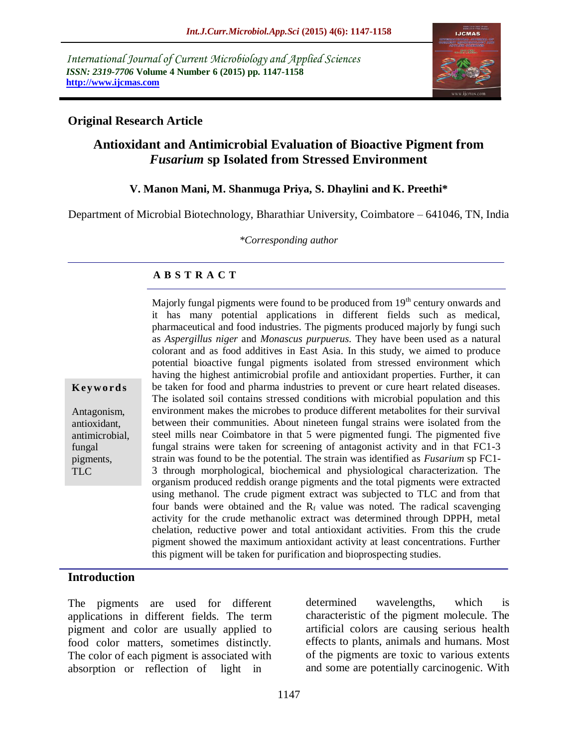*International Journal of Current Microbiology and Applied Sciences*
***ISSN: 2319-7706*** **Volume 4 Number 6 (2015) pp. 1147-1158**
**http://www.ijcmas.com**

**Original Research Article**

# Antioxidant and Antimicrobial Evaluation of Bioactive Pigment from *Fusarium* sp Isolated from Stressed Environment

**V. Manon Mani, M. Shanmuga Priya, S. Dhaylini and K. Preethi***

Department of Microbial Biotechnology, Bharathiar University, Coimbatore – 641046, TN, India

**Corresponding author*

## A B S T R A C T

**Keywords**

Antagonism, antioxidant, antimicrobial, fungal pigments, TLC

Majorly fungal pigments were found to be produced from 19th century onwards and it has many potential applications in different fields such as medical, pharmaceutical and food industries. The pigments produced majorly by fungi such as *Aspergillus niger* and *Monascus purpuerus*. They have been used as a natural colorant and as food additives in East Asia. In this study, we aimed to produce potential bioactive fungal pigments isolated from stressed environment which having the highest antimicrobial profile and antioxidant properties. Further, it can be taken for food and pharma industries to prevent or cure heart related diseases. The isolated soil contains stressed conditions with microbial population and this environment makes the microbes to produce different metabolites for their survival between their communities. About nineteen fungal strains were isolated from the steel mills near Coimbatore in that 5 were pigmented fungi. The pigmented five fungal strains were taken for screening of antagonist activity and in that FC1-3 strain was found to be the potential. The strain was identified as *Fusarium* sp FC1-3 through morphological, biochemical and physiological characterization. The organism produced reddish orange pigments and the total pigments were extracted using methanol. The crude pigment extract was subjected to TLC and from that four bands were obtained and the $R_f$ value was noted. The radical scavenging activity for the crude methanolic extract was determined through DPPH, metal chelation, reductive power and total antioxidant activities. From this the crude pigment showed the maximum antioxidant activity at least concentrations. Further this pigment will be taken for purification and bioprospecting studies.

## Introduction

The pigments are used for different applications in different fields. The term pigment and color are usually applied to food color matters, sometimes distinctly. The color of each pigment is associated with absorption or reflection of light in determined wavelengths, which is characteristic of the pigment molecule. The artificial colors are causing serious health effects to plants, animals and humans. Most of the pigments are toxic to various extents and some are potentially carcinogenic. With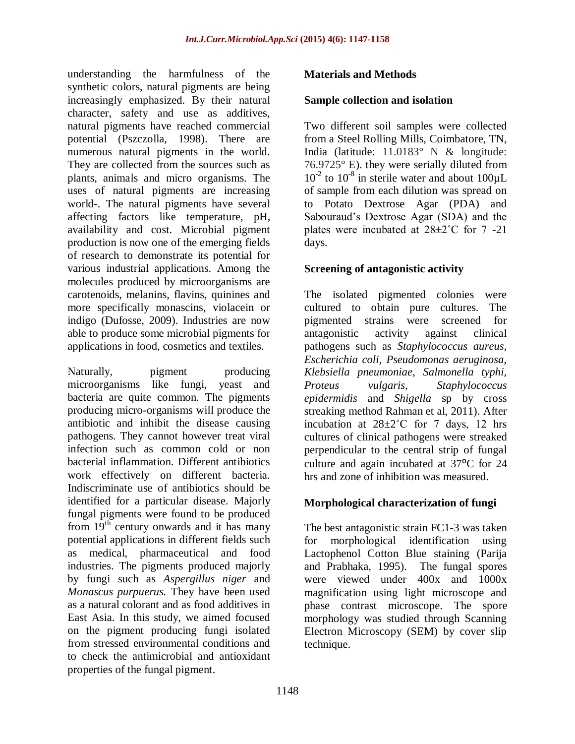understanding the harmfulness of the synthetic colors, natural pigments are being increasingly emphasized. By their natural character, safety and use as additives, natural pigments have reached commercial potential (Pszczolla, 1998). There are numerous natural pigments in the world. They are collected from the sources such as plants, animals and micro organisms. The uses of natural pigments are increasing world-. The natural pigments have several affecting factors like temperature, pH, availability and cost. Microbial pigment production is now one of the emerging fields of research to demonstrate its potential for various industrial applications. Among the molecules produced by microorganisms are carotenoids, melanins, flavins, quinines and more specifically monascins, violacein or indigo (Dufosse, 2009). Industries are now able to produce some microbial pigments for applications in food, cosmetics and textiles.

Naturally, pigment producing microorganisms like fungi, yeast and bacteria are quite common. The pigments producing micro-organisms will produce the antibiotic and inhibit the disease causing pathogens. They cannot however treat viral infection such as common cold or non bacterial inflammation. Different antibiotics work effectively on different bacteria. Indiscriminate use of antibiotics should be identified for a particular disease. Majorly fungal pigments were found to be produced from $19^{th}$ century onwards and it has many potential applications in different fields such as medical, pharmaceutical and food industries. The pigments produced majorly by fungi such as *Aspergillus niger* and *Monascus purpuerus.* They have been used as a natural colorant and as food additives in East Asia. In this study, we aimed focused on the pigment producing fungi isolated from stressed environmental conditions and to check the antimicrobial and antioxidant properties of the fungal pigment.

## Materials and Methods

### Sample collection and isolation

Two different soil samples were collected from a Steel Rolling Mills, Coimbatore, TN, India (latitude: 11.0183° N & longitude: 76.9725° E). they were serially diluted from $10^{-2}$ to $10^{-8}$ in sterile water and about 100µL of sample from each dilution was spread on to Potato Dextrose Agar (PDA) and Sabouraud's Dextrose Agar (SDA) and the plates were incubated at 28±2˚C for 7 -21 days.

### Screening of antagonistic activity

The isolated pigmented colonies were cultured to obtain pure cultures. The pigmented strains were screened for antagonistic activity against clinical pathogens such as *Staphylococcus aureus, Escherichia coli, Pseudomonas aeruginosa, Klebsiella pneumoniae*, *Salmonella typhi, Proteus vulgaris, Staphylococcus epidermidis* and *Shigella* sp by cross streaking method Rahman et al, 2011). After incubation at 28±2˚C for 7 days, 12 hrs cultures of clinical pathogens were streaked perpendicular to the central strip of fungal culture and again incubated at 37°C for 24 hrs and zone of inhibition was measured.

### Morphological characterization of fungi

The best antagonistic strain FC1-3 was taken for morphological identification using Lactophenol Cotton Blue staining (Parija and Prabhaka, 1995). The fungal spores were viewed under 400x and 1000x magnification using light microscope and phase contrast microscope. The spore morphology was studied through Scanning Electron Microscopy (SEM) by cover slip technique.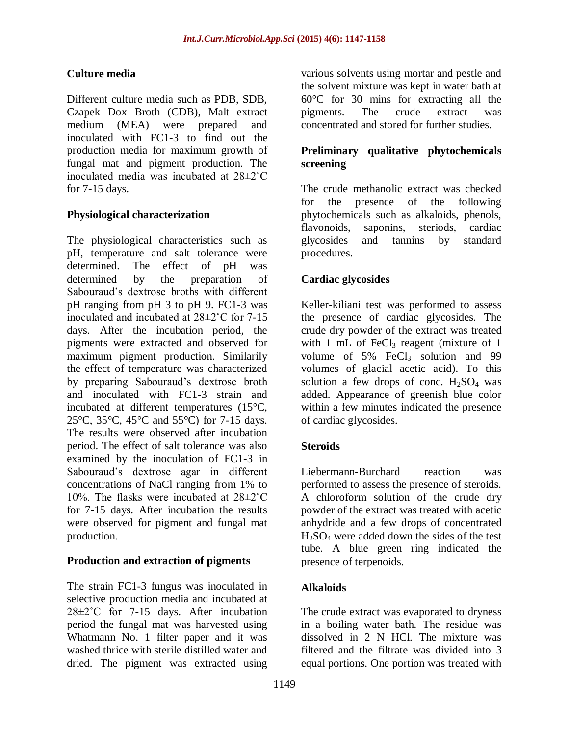## Culture media

Different culture media such as PDB, SDB, Czapek Dox Broth (CDB), Malt extract medium (MEA) were prepared and inoculated with FC1-3 to find out the production media for maximum growth of fungal mat and pigment production. The inoculated media was incubated at 28±2˚C for 7-15 days.

## Physiological characterization

The physiological characteristics such as pH, temperature and salt tolerance were determined. The effect of pH was determined by the preparation of Sabouraud's dextrose broths with different pH ranging from pH 3 to pH 9. FC1-3 was inoculated and incubated at 28±2˚C for 7-15 days. After the incubation period, the pigments were extracted and observed for maximum pigment production. Similarily the effect of temperature was characterized by preparing Sabouraud's dextrose broth and inoculated with FC1-3 strain and incubated at different temperatures (15°C, 25°C, 35°C, 45°C and 55°C) for 7-15 days. The results were observed after incubation period. The effect of salt tolerance was also examined by the inoculation of FC1-3 in Sabouraud's dextrose agar in different concentrations of NaCl ranging from 1% to 10%. The flasks were incubated at 28±2˚C for 7-15 days. After incubation the results were observed for pigment and fungal mat production.

## Production and extraction of pigments

The strain FC1-3 fungus was inoculated in selective production media and incubated at 28±2˚C for 7-15 days. After incubation period the fungal mat was harvested using Whatmann No. 1 filter paper and it was washed thrice with sterile distilled water and dried. The pigment was extracted using various solvents using mortar and pestle and the solvent mixture was kept in water bath at 60°C for 30 mins for extracting all the pigments. The crude extract was concentrated and stored for further studies.

## Preliminary qualitative phytochemicals screening

The crude methanolic extract was checked for the presence of the following phytochemicals such as alkaloids, phenols, flavonoids, saponins, steriods, cardiac glycosides and tannins by standard procedures.

## Cardiac glycosides

Keller-kiliani test was performed to assess the presence of cardiac glycosides. The crude dry powder of the extract was treated with 1 mL of $FeCl_3$ reagent (mixture of 1 volume of 5% $FeCl_3$ solution and 99 volumes of glacial acetic acid). To this solution a few drops of conc. $H_2SO_4$ was added. Appearance of greenish blue color within a few minutes indicated the presence of cardiac glycosides.

## Steroids

Liebermann-Burchard reaction was performed to assess the presence of steroids. A chloroform solution of the crude dry powder of the extract was treated with acetic anhydride and a few drops of concentrated $H_2SO_4$ were added down the sides of the test tube. A blue green ring indicated the presence of terpenoids.

## Alkaloids

The crude extract was evaporated to dryness in a boiling water bath. The residue was dissolved in 2 N HCl. The mixture was filtered and the filtrate was divided into 3 equal portions. One portion was treated with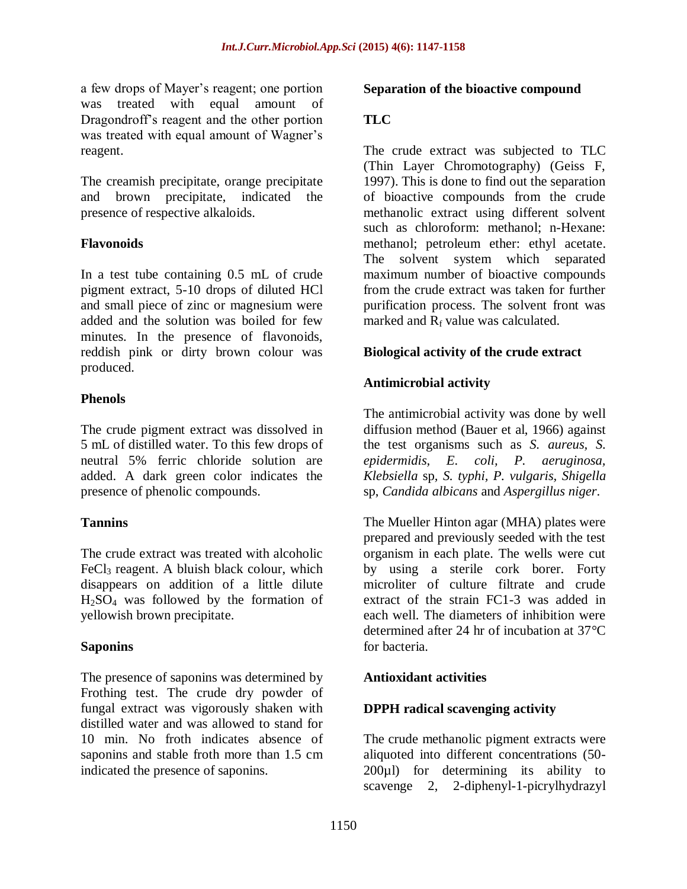a few drops of Mayer's reagent; one portion was treated with equal amount of Dragondroff's reagent and the other portion was treated with equal amount of Wagner's reagent.

The creamish precipitate, orange precipitate and brown precipitate, indicated the presence of respective alkaloids.

**Flavonoids**

In a test tube containing 0.5 mL of crude pigment extract, 5-10 drops of diluted HCl and small piece of zinc or magnesium were added and the solution was boiled for few minutes. In the presence of flavonoids, reddish pink or dirty brown colour was produced.

**Phenols**

The crude pigment extract was dissolved in 5 mL of distilled water. To this few drops of neutral 5% ferric chloride solution are added. A dark green color indicates the presence of phenolic compounds.

**Tannins**

The crude extract was treated with alcoholic $FeCl_3$ reagent. A bluish black colour, which disappears on addition of a little dilute $H_2SO_4$ was followed by the formation of yellowish brown precipitate.

**Saponins**

The presence of saponins was determined by Frothing test. The crude dry powder of fungal extract was vigorously shaken with distilled water and was allowed to stand for 10 min. No froth indicates absence of saponins and stable froth more than 1.5 cm indicated the presence of saponins.

**Separation of the bioactive compound**

**TLC**

The crude extract was subjected to TLC (Thin Layer Chromotography) (Geiss F, 1997). This is done to find out the separation of bioactive compounds from the crude methanolic extract using different solvent such as chloroform: methanol; n-Hexane: methanol; petroleum ether: ethyl acetate. The solvent system which separated maximum number of bioactive compounds from the crude extract was taken for further purification process. The solvent front was marked and $R_f$ value was calculated.

**Biological activity of the crude extract**

**Antimicrobial activity**

The antimicrobial activity was done by well diffusion method (Bauer et al, 1966) against the test organisms such as *S. aureus*, *S. epidermidis*, *E. coli*, *P. aeruginosa*, *Klebsiella* sp, *S. typhi*, *P. vulgaris*, *Shigella* sp, *Candida albicans* and *Aspergillus niger*.

The Mueller Hinton agar (MHA) plates were prepared and previously seeded with the test organism in each plate. The wells were cut by using a sterile cork borer. Forty microliter of culture filtrate and crude extract of the strain FC1-3 was added in each well. The diameters of inhibition were determined after 24 hr of incubation at 37°C for bacteria.

**Antioxidant activities**

**DPPH radical scavenging activity**

The crude methanolic pigment extracts were aliquoted into different concentrations (50-200µl) for determining its ability to scavenge 2, 2-diphenyl-1-picrylhydrazyl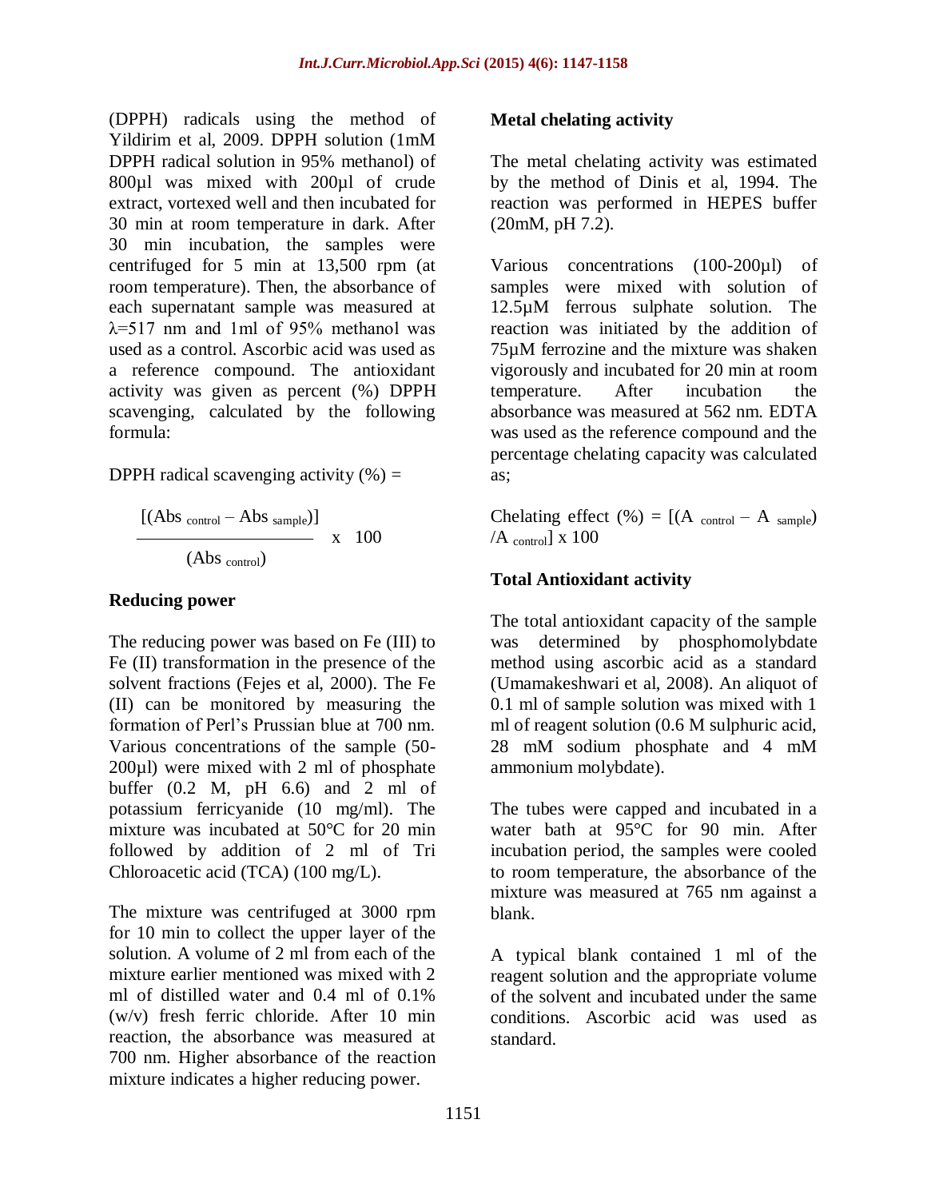(DPPH) radicals using the method of Yildirim et al, 2009. DPPH solution (1mM DPPH radical solution in 95% methanol) of 800µl was mixed with 200µl of crude extract, vortexed well and then incubated for 30 min at room temperature in dark. After 30 min incubation, the samples were centrifuged for 5 min at 13,500 rpm (at room temperature). Then, the absorbance of each supernatant sample was measured at λ=517 nm and 1ml of 95% methanol was used as a control. Ascorbic acid was used as a reference compound. The antioxidant activity was given as percent (%) DPPH scavenging, calculated by the following formula:

DPPH radical scavenging activity (%) =

$$\frac{[(Abs_{control} - Abs_{sample})]}{(Abs_{control})} \times 100$$

**Reducing power**

The reducing power was based on Fe (III) to Fe (II) transformation in the presence of the solvent fractions (Fejes et al, 2000). The Fe (II) can be monitored by measuring the formation of Perl's Prussian blue at 700 nm. Various concentrations of the sample (50-200µl) were mixed with 2 ml of phosphate buffer (0.2 M, pH 6.6) and 2 ml of potassium ferricyanide (10 mg/ml). The mixture was incubated at 50°C for 20 min followed by addition of 2 ml of Tri Chloroacetic acid (TCA) (100 mg/L).

The mixture was centrifuged at 3000 rpm for 10 min to collect the upper layer of the solution. A volume of 2 ml from each of the mixture earlier mentioned was mixed with 2 ml of distilled water and 0.4 ml of 0.1% (w/v) fresh ferric chloride. After 10 min reaction, the absorbance was measured at 700 nm. Higher absorbance of the reaction mixture indicates a higher reducing power.

**Metal chelating activity**

The metal chelating activity was estimated by the method of Dinis et al, 1994. The reaction was performed in HEPES buffer (20mM, pH 7.2).

Various concentrations (100-200µl) of samples were mixed with solution of 12.5µM ferrous sulphate solution. The reaction was initiated by the addition of 75µM ferrozine and the mixture was shaken vigorously and incubated for 20 min at room temperature. After incubation the absorbance was measured at 562 nm. EDTA was used as the reference compound and the percentage chelating capacity was calculated as;

Chelating effect (%) = $[(A_{control} - A_{sample}) / A_{control}] \times 100$

**Total Antioxidant activity**

The total antioxidant capacity of the sample was determined by phosphomolybdate method using ascorbic acid as a standard (Umamakeshwari et al, 2008). An aliquot of 0.1 ml of sample solution was mixed with 1 ml of reagent solution (0.6 M sulphuric acid, 28 mM sodium phosphate and 4 mM ammonium molybdate).

The tubes were capped and incubated in a water bath at 95°C for 90 min. After incubation period, the samples were cooled to room temperature, the absorbance of the mixture was measured at 765 nm against a blank.

A typical blank contained 1 ml of the reagent solution and the appropriate volume of the solvent and incubated under the same conditions. Ascorbic acid was used as standard.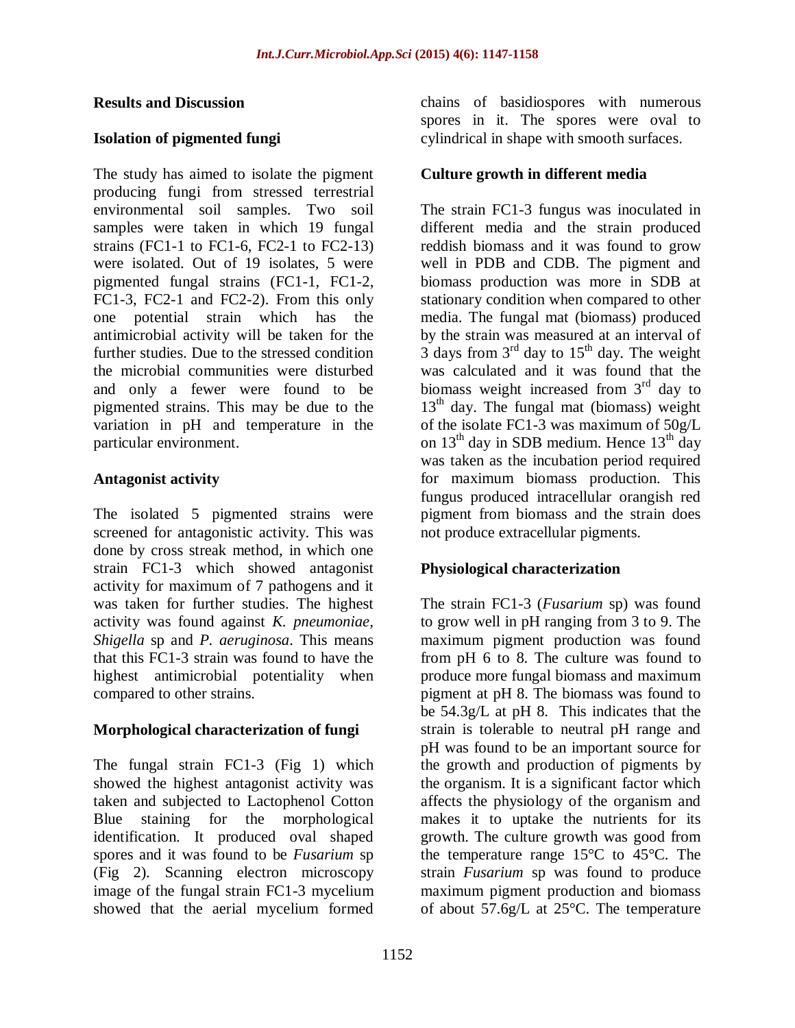## Results and Discussion

### Isolation of pigmented fungi

The study has aimed to isolate the pigment producing fungi from stressed terrestrial environmental soil samples. Two soil samples were taken in which 19 fungal strains (FC1-1 to FC1-6, FC2-1 to FC2-13) were isolated. Out of 19 isolates, 5 were pigmented fungal strains (FC1-1, FC1-2, FC1-3, FC2-1 and FC2-2). From this only one potential strain which has the antimicrobial activity will be taken for the further studies. Due to the stressed condition the microbial communities were disturbed and only a fewer were found to be pigmented strains. This may be due to the variation in pH and temperature in the particular environment.

### Antagonist activity

The isolated 5 pigmented strains were screened for antagonistic activity. This was done by cross streak method, in which one strain FC1-3 which showed antagonist activity for maximum of 7 pathogens and it was taken for further studies. The highest activity was found against *K. pneumoniae, Shigella* sp and *P. aeruginosa*. This means that this FC1-3 strain was found to have the highest antimicrobial potentiality when compared to other strains.

### Morphological characterization of fungi

The fungal strain FC1-3 (Fig 1) which showed the highest antagonist activity was taken and subjected to Lactophenol Cotton Blue staining for the morphological identification. It produced oval shaped spores and it was found to be *Fusarium* sp (Fig 2). Scanning electron microscopy image of the fungal strain FC1-3 mycelium showed that the aerial mycelium formed chains of basidiospores with numerous spores in it. The spores were oval to cylindrical in shape with smooth surfaces.

### Culture growth in different media

The strain FC1-3 fungus was inoculated in different media and the strain produced reddish biomass and it was found to grow well in PDB and CDB. The pigment and biomass production was more in SDB at stationary condition when compared to other media. The fungal mat (biomass) produced by the strain was measured at an interval of 3 days from 3$^{rd}$ day to 15$^{th}$ day. The weight was calculated and it was found that the biomass weight increased from 3$^{rd}$ day to 13$^{th}$ day. The fungal mat (biomass) weight of the isolate FC1-3 was maximum of 50g/L on 13$^{th}$ day in SDB medium. Hence 13$^{th}$ day was taken as the incubation period required for maximum biomass production. This fungus produced intracellular orangish red pigment from biomass and the strain does not produce extracellular pigments.

### Physiological characterization

The strain FC1-3 (*Fusarium* sp) was found to grow well in pH ranging from 3 to 9. The maximum pigment production was found from pH 6 to 8. The culture was found to produce more fungal biomass and maximum pigment at pH 8. The biomass was found to be 54.3g/L at pH 8. This indicates that the strain is tolerable to neutral pH range and pH was found to be an important source for the growth and production of pigments by the organism. It is a significant factor which affects the physiology of the organism and makes it to uptake the nutrients for its growth. The culture growth was good from the temperature range 15°C to 45°C. The strain *Fusarium* sp was found to produce maximum pigment production and biomass of about 57.6g/L at 25°C. The temperature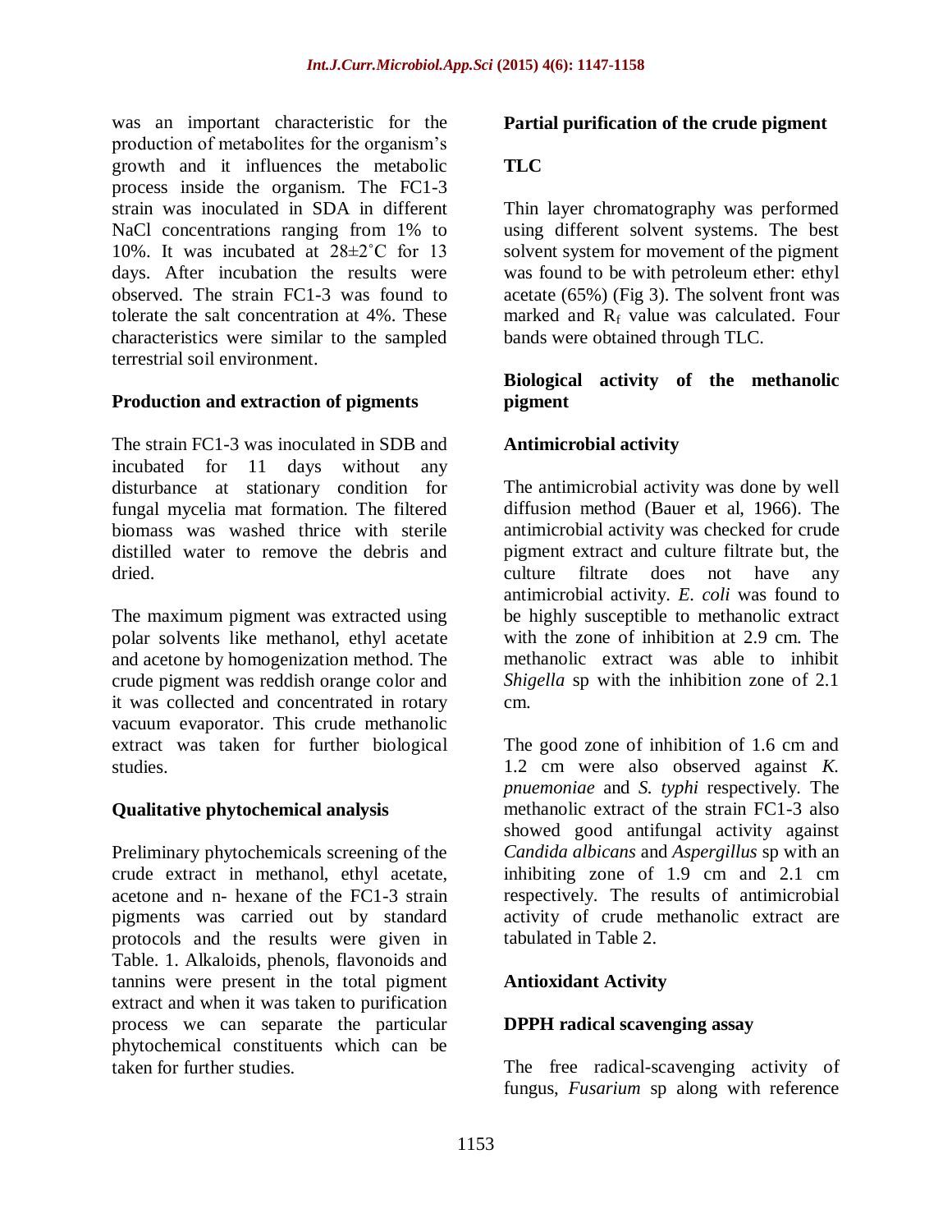was an important characteristic for the production of metabolites for the organism's growth and it influences the metabolic process inside the organism. The FC1-3 strain was inoculated in SDA in different NaCl concentrations ranging from 1% to 10%. It was incubated at 28±2˚C for 13 days. After incubation the results were observed. The strain FC1-3 was found to tolerate the salt concentration at 4%. These characteristics were similar to the sampled terrestrial soil environment.

**Production and extraction of pigments**

The strain FC1-3 was inoculated in SDB and incubated for 11 days without any disturbance at stationary condition for fungal mycelia mat formation. The filtered biomass was washed thrice with sterile distilled water to remove the debris and dried.

The maximum pigment was extracted using polar solvents like methanol, ethyl acetate and acetone by homogenization method. The crude pigment was reddish orange color and it was collected and concentrated in rotary vacuum evaporator. This crude methanolic extract was taken for further biological studies.

**Qualitative phytochemical analysis**

Preliminary phytochemicals screening of the crude extract in methanol, ethyl acetate, acetone and n- hexane of the FC1-3 strain pigments was carried out by standard protocols and the results were given in Table. 1. Alkaloids, phenols, flavonoids and tannins were present in the total pigment extract and when it was taken to purification process we can separate the particular phytochemical constituents which can be taken for further studies.

**Partial purification of the crude pigment**

**TLC**

Thin layer chromatography was performed using different solvent systems. The best solvent system for movement of the pigment was found to be with petroleum ether: ethyl acetate (65%) (Fig 3). The solvent front was marked and $R_f$ value was calculated. Four bands were obtained through TLC.

**Biological activity of the methanolic pigment**

**Antimicrobial activity**

The antimicrobial activity was done by well diffusion method (Bauer et al, 1966). The antimicrobial activity was checked for crude pigment extract and culture filtrate but, the culture filtrate does not have any antimicrobial activity. *E. coli* was found to be highly susceptible to methanolic extract with the zone of inhibition at 2.9 cm. The methanolic extract was able to inhibit *Shigella* sp with the inhibition zone of 2.1 cm.

The good zone of inhibition of 1.6 cm and 1.2 cm were also observed against *K. pnuemoniae* and *S. typhi* respectively. The methanolic extract of the strain FC1-3 also showed good antifungal activity against *Candida albicans* and *Aspergillus* sp with an inhibiting zone of 1.9 cm and 2.1 cm respectively. The results of antimicrobial activity of crude methanolic extract are tabulated in Table 2.

**Antioxidant Activity**

**DPPH radical scavenging assay**

The free radical-scavenging activity of fungus, *Fusarium* sp along with reference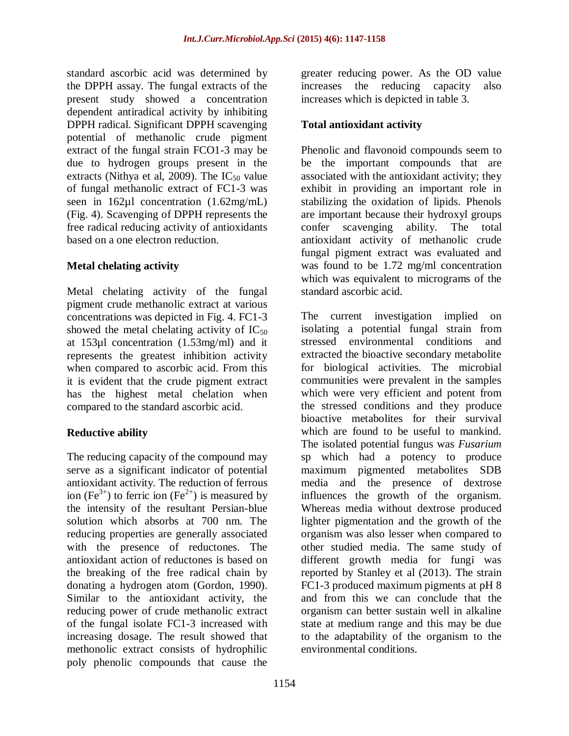standard ascorbic acid was determined by the DPPH assay. The fungal extracts of the present study showed a concentration dependent antiradical activity by inhibiting DPPH radical. Significant DPPH scavenging potential of methanolic crude pigment extract of the fungal strain FCO1-3 may be due to hydrogen groups present in the extracts (Nithya et al, 2009). The $IC_{50}$ value of fungal methanolic extract of FC1-3 was seen in 162µl concentration (1.62mg/mL) (Fig. 4). Scavenging of DPPH represents the free radical reducing activity of antioxidants based on a one electron reduction.

## Metal chelating activity

Metal chelating activity of the fungal pigment crude methanolic extract at various concentrations was depicted in Fig. 4. FC1-3 showed the metal chelating activity of $IC_{50}$ at 153µl concentration (1.53mg/ml) and it represents the greatest inhibition activity when compared to ascorbic acid. From this it is evident that the crude pigment extract has the highest metal chelation when compared to the standard ascorbic acid.

## Reductive ability

The reducing capacity of the compound may serve as a significant indicator of potential antioxidant activity. The reduction of ferrous ion ($Fe^{3+}$) to ferric ion ($Fe^{2+}$) is measured by the intensity of the resultant Persian-blue solution which absorbs at 700 nm. The reducing properties are generally associated with the presence of reductones. The antioxidant action of reductones is based on the breaking of the free radical chain by donating a hydrogen atom (Gordon, 1990). Similar to the antioxidant activity, the reducing power of crude methanolic extract of the fungal isolate FC1-3 increased with increasing dosage. The result showed that methonolic extract consists of hydrophilic poly phenolic compounds that cause the greater reducing power. As the OD value increases the reducing capacity also increases which is depicted in table 3.

## Total antioxidant activity

Phenolic and flavonoid compounds seem to be the important compounds that are associated with the antioxidant activity; they exhibit in providing an important role in stabilizing the oxidation of lipids. Phenols are important because their hydroxyl groups confer scavenging ability. The total antioxidant activity of methanolic crude fungal pigment extract was evaluated and was found to be 1.72 mg/ml concentration which was equivalent to micrograms of the standard ascorbic acid.

The current investigation implied on isolating a potential fungal strain from stressed environmental conditions and extracted the bioactive secondary metabolite for biological activities. The microbial communities were prevalent in the samples which were very efficient and potent from the stressed conditions and they produce bioactive metabolites for their survival which are found to be useful to mankind. The isolated potential fungus was *Fusarium* sp which had a potency to produce maximum pigmented metabolites SDB media and the presence of dextrose influences the growth of the organism. Whereas media without dextrose produced lighter pigmentation and the growth of the organism was also lesser when compared to other studied media. The same study of different growth media for fungi was reported by Stanley et al (2013). The strain FC1-3 produced maximum pigments at pH 8 and from this we can conclude that the organism can better sustain well in alkaline state at medium range and this may be due to the adaptability of the organism to the environmental conditions.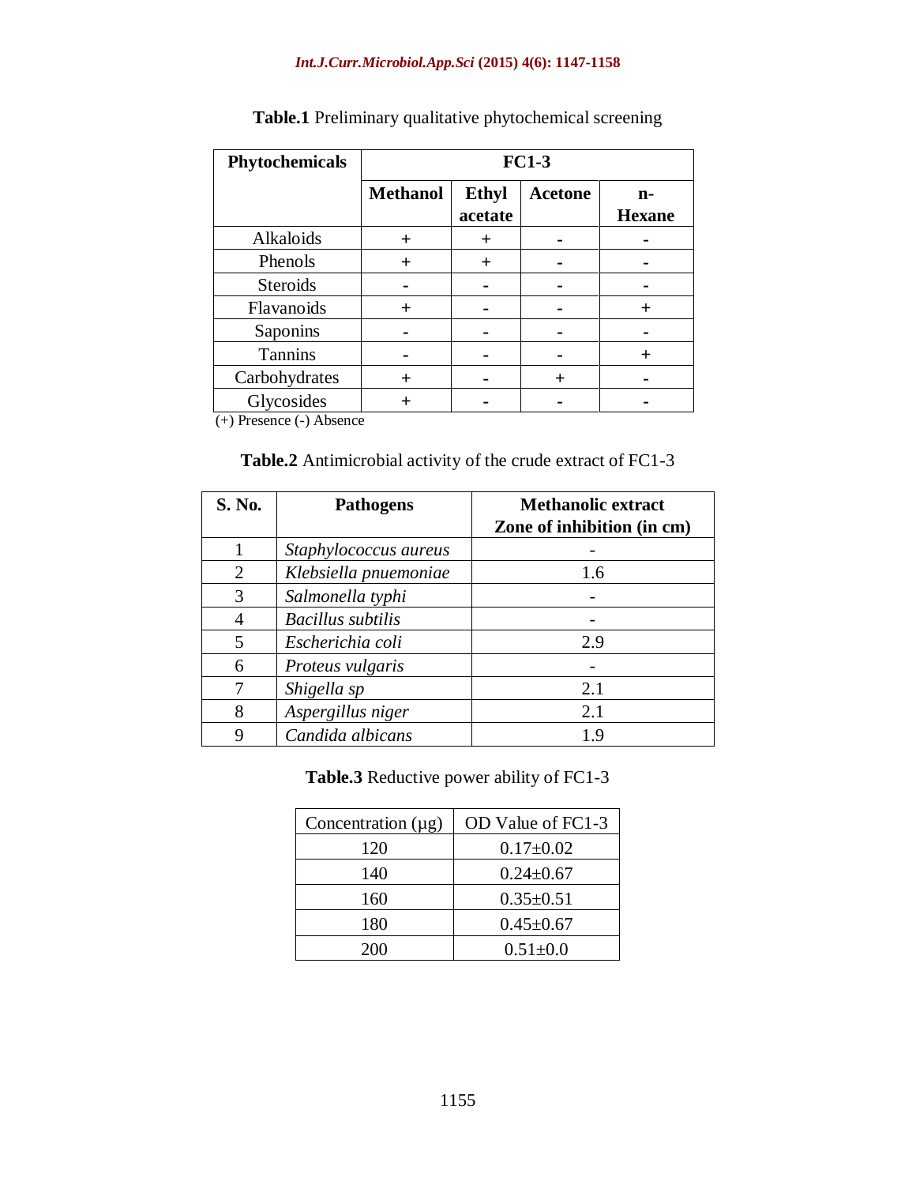**Table.1** Preliminary qualitative phytochemical screening

| Phytochemicals | FC1-3 | | | |
|---|---|---|---|---|
| | Methanol | Ethyl acetate | Acetone | n-Hexane |
| Alkaloids | + | + | - | - |
| Phenols | + | + | - | - |
| Steroids | - | - | - | - |
| Flavanoids | + | - | - | + |
| Saponins | - | - | - | - |
| Tannins | - | - | - | + |
| Carbohydrates | + | - | + | - |
| Glycosides | + | - | - | - |

(+) Presence (-) Absence

**Table.2** Antimicrobial activity of the crude extract of FC1-3

| S. No. | Pathogens | Methanolic extract Zone of inhibition (in cm) |
|---|---|---|
| 1 | *Staphylococcus aureus* | - |
| 2 | *Klebsiella pnuemoniae* | 1.6 |
| 3 | *Salmonella typhi* | - |
| 4 | *Bacillus subtilis* | - |
| 5 | *Escherichia coli* | 2.9 |
| 6 | *Proteus vulgaris* | - |
| 7 | *Shigella sp* | 2.1 |
| 8 | *Aspergillus niger* | 2.1 |
| 9 | *Candida albicans* | 1.9 |

**Table.3** Reductive power ability of FC1-3

| Concentration (µg) | OD Value of FC1-3 |
|---|---|
| 120 | 0.17±0.02 |
| 140 | 0.24±0.67 |
| 160 | 0.35±0.51 |
| 180 | 0.45±0.67 |
| 200 | 0.51±0.0 |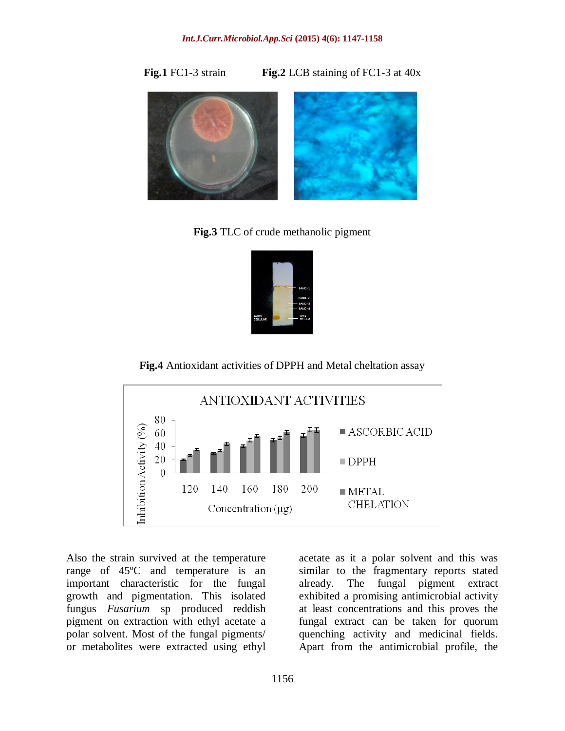**Fig.1** FC1-3 strain

**Fig.2** LCB staining of FC1-3 at 40x

**Fig.3** TLC of crude methanolic pigment

**Fig.4** Antioxidant activities of DPPH and Metal cheltation assay

Also the strain survived at the temperature range of 45ºC and temperature is an important characteristic for the fungal growth and pigmentation. This isolated fungus *Fusarium* sp produced reddish pigment on extraction with ethyl acetate a polar solvent. Most of the fungal pigments/ or metabolites were extracted using ethyl acetate as it a polar solvent and this was similar to the fragmentary reports stated already. The fungal pigment extract exhibited a promising antimicrobial activity at least concentrations and this proves the fungal extract can be taken for quorum quenching activity and medicinal fields. Apart from the antimicrobial profile, the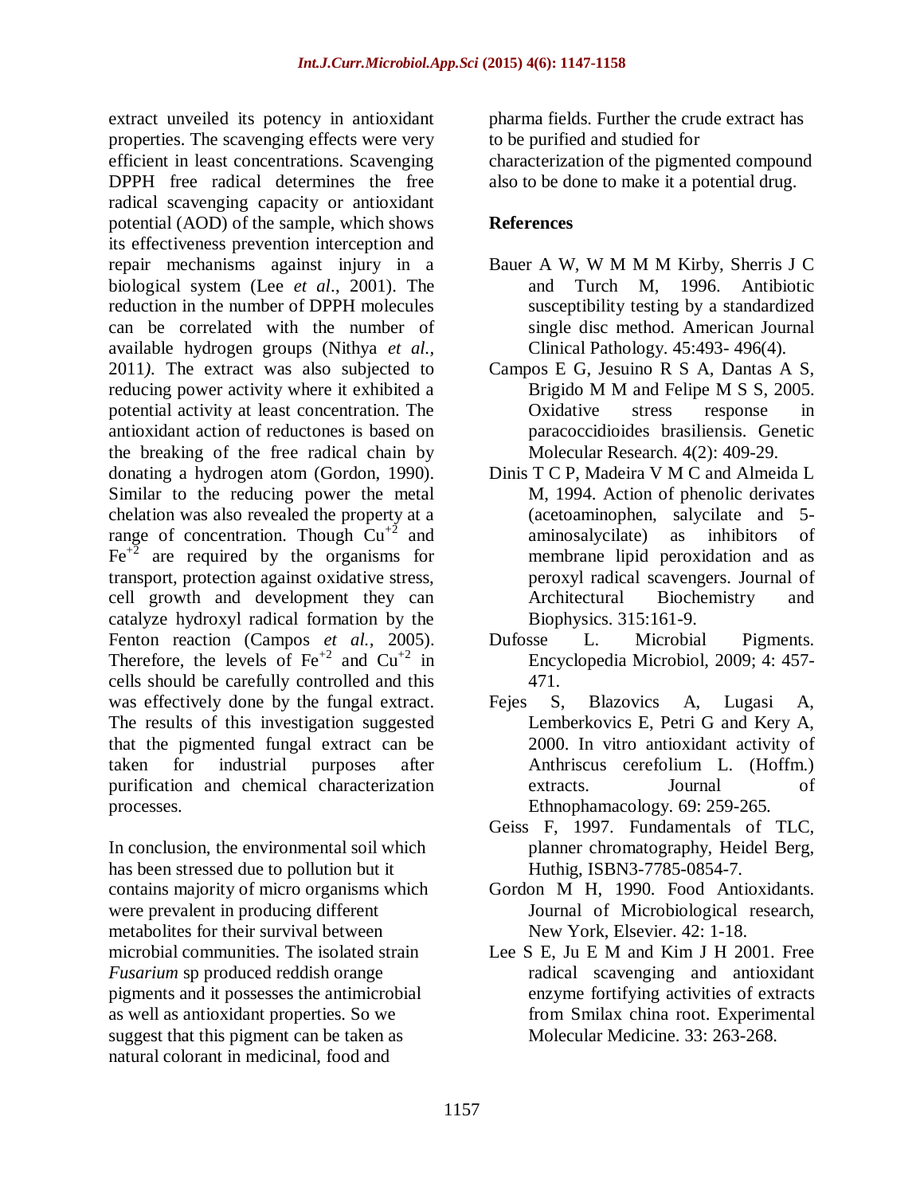extract unveiled its potency in antioxidant properties. The scavenging effects were very efficient in least concentrations. Scavenging DPPH free radical determines the free radical scavenging capacity or antioxidant potential (AOD) of the sample, which shows its effectiveness prevention interception and repair mechanisms against injury in a biological system (Lee *et al*., 2001). The reduction in the number of DPPH molecules can be correlated with the number of available hydrogen groups (Nithya *et al.*, 2011*)*. The extract was also subjected to reducing power activity where it exhibited a potential activity at least concentration. The antioxidant action of reductones is based on the breaking of the free radical chain by donating a hydrogen atom (Gordon, 1990). Similar to the reducing power the metal chelation was also revealed the property at a range of concentration. Though $Cu^{+2}$ and $Fe^{+2}$ are required by the organisms for transport, protection against oxidative stress, cell growth and development they can catalyze hydroxyl radical formation by the Fenton reaction (Campos *et al.*, 2005). Therefore, the levels of $Fe^{+2}$ and $Cu^{+2}$ in cells should be carefully controlled and this was effectively done by the fungal extract. The results of this investigation suggested that the pigmented fungal extract can be taken for industrial purposes after purification and chemical characterization processes.

In conclusion, the environmental soil which has been stressed due to pollution but it contains majority of micro organisms which were prevalent in producing different metabolites for their survival between microbial communities. The isolated strain *Fusarium* sp produced reddish orange pigments and it possesses the antimicrobial as well as antioxidant properties. So we suggest that this pigment can be taken as natural colorant in medicinal, food and pharma fields. Further the crude extract has to be purified and studied for characterization of the pigmented compound also to be done to make it a potential drug.

## References

- Bauer A W, W M M M Kirby, Sherris J C and Turch M, 1996. Antibiotic susceptibility testing by a standardized single disc method. American Journal Clinical Pathology. 45:493- 496(4).
- Campos E G, Jesuino R S A, Dantas A S, Brigido M M and Felipe M S S, 2005. Oxidative stress response in paracoccidioides brasiliensis. Genetic Molecular Research. 4(2): 409-29.
- Dinis T C P, Madeira V M C and Almeida L M, 1994. Action of phenolic derivates (acetoaminophen, salycilate and 5-aminosalycilate) as inhibitors of membrane lipid peroxidation and as peroxyl radical scavengers. Journal of Architectural Biochemistry and Biophysics. 315:161-9.
- Dufosse L. Microbial Pigments. Encyclopedia Microbiol, 2009; 4: 457-471.
- Fejes S, Blazovics A, Lugasi A, Lemberkovics E, Petri G and Kery A, 2000. In vitro antioxidant activity of Anthriscus cerefolium L. (Hoffm.) extracts. Journal of Ethnophamacology. 69: 259-265.
- Geiss F, 1997. Fundamentals of TLC, planner chromatography, Heidel Berg, Huthig, ISBN3-7785-0854-7.
- Gordon M H, 1990. Food Antioxidants. Journal of Microbiological research, New York, Elsevier. 42: 1-18.
- Lee S E, Ju E M and Kim J H 2001. Free radical scavenging and antioxidant enzyme fortifying activities of extracts from Smilax china root. Experimental Molecular Medicine. 33: 263-268.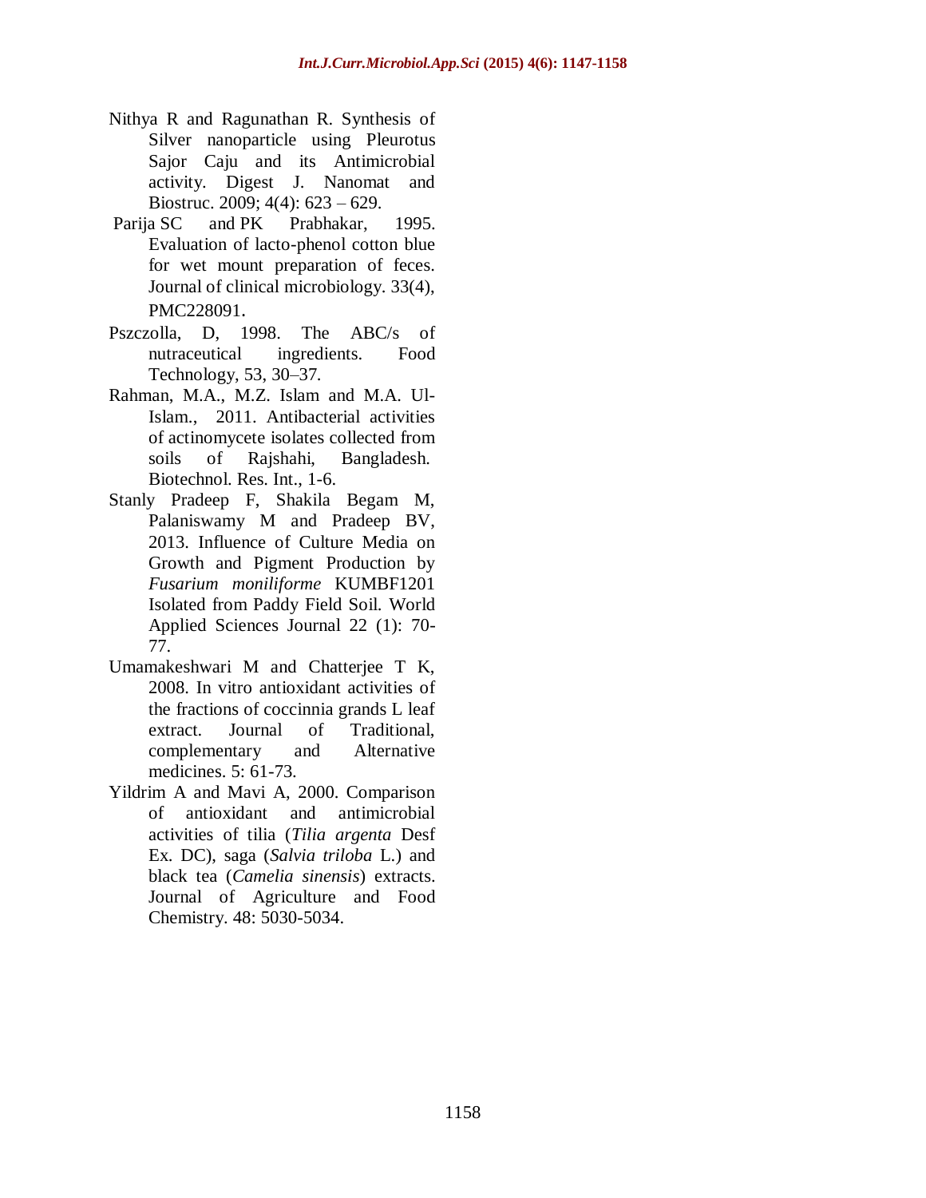Nithya R and Ragunathan R. Synthesis of Silver nanoparticle using Pleurotus Sajor Caju and its Antimicrobial activity. Digest J. Nanomat and Biostruc. 2009; 4(4): 623 – 629.

Parija SC and PK Prabhakar, 1995. Evaluation of lacto-phenol cotton blue for wet mount preparation of feces. Journal of clinical microbiology. 33(4), PMC228091.

Pszczolla, D, 1998. The ABC/s of nutraceutical ingredients. Food Technology, 53, 30–37.

Rahman, M.A., M.Z. Islam and M.A. Ul-Islam., 2011. Antibacterial activities of actinomycete isolates collected from soils of Rajshahi, Bangladesh. Biotechnol. Res. Int., 1-6.

Stanly Pradeep F, Shakila Begam M, Palaniswamy M and Pradeep BV, 2013. Influence of Culture Media on Growth and Pigment Production by *Fusarium moniliforme* KUMBF1201 Isolated from Paddy Field Soil. World Applied Sciences Journal 22 (1): 70-77.

Umamakeshwari M and Chatterjee T K, 2008. In vitro antioxidant activities of the fractions of coccinnia grands L leaf extract. Journal of Traditional, complementary and Alternative medicines. 5: 61-73.

Yildrim A and Mavi A, 2000. Comparison of antioxidant and antimicrobial activities of tilia (*Tilia argenta* Desf Ex. DC), saga (*Salvia triloba* L.) and black tea (*Camelia sinensis*) extracts. Journal of Agriculture and Food Chemistry. 48: 5030-5034.